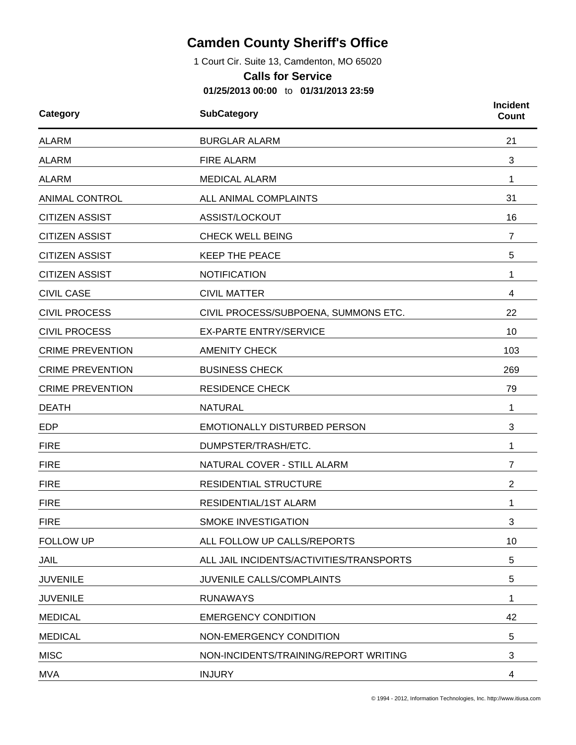# Camden County Sheriff's Office

1 Court Cir. Suite 13, Camdenton, MO 65020

## Calls for Service

**01/25/2013 00:00** to **01/31/2013 23:59**

| Category | SubCategory | Incident Count |
|---|---|---|
| ALARM | BURGLAR ALARM | 21 |
| ALARM | FIRE ALARM | 3 |
| ALARM | MEDICAL ALARM | 1 |
| ANIMAL CONTROL | ALL ANIMAL COMPLAINTS | 31 |
| CITIZEN ASSIST | ASSIST/LOCKOUT | 16 |
| CITIZEN ASSIST | CHECK WELL BEING | 7 |
| CITIZEN ASSIST | KEEP THE PEACE | 5 |
| CITIZEN ASSIST | NOTIFICATION | 1 |
| CIVIL CASE | CIVIL MATTER | 4 |
| CIVIL PROCESS | CIVIL PROCESS/SUBPOENA, SUMMONS ETC. | 22 |
| CIVIL PROCESS | EX-PARTE ENTRY/SERVICE | 10 |
| CRIME PREVENTION | AMENITY CHECK | 103 |
| CRIME PREVENTION | BUSINESS CHECK | 269 |
| CRIME PREVENTION | RESIDENCE CHECK | 79 |
| DEATH | NATURAL | 1 |
| EDP | EMOTIONALLY DISTURBED PERSON | 3 |
| FIRE | DUMPSTER/TRASH/ETC. | 1 |
| FIRE | NATURAL COVER - STILL ALARM | 7 |
| FIRE | RESIDENTIAL STRUCTURE | 2 |
| FIRE | RESIDENTIAL/1ST ALARM | 1 |
| FIRE | SMOKE INVESTIGATION | 3 |
| FOLLOW UP | ALL FOLLOW UP CALLS/REPORTS | 10 |
| JAIL | ALL JAIL INCIDENTS/ACTIVITIES/TRANSPORTS | 5 |
| JUVENILE | JUVENILE CALLS/COMPLAINTS | 5 |
| JUVENILE | RUNAWAYS | 1 |
| MEDICAL | EMERGENCY CONDITION | 42 |
| MEDICAL | NON-EMERGENCY CONDITION | 5 |
| MISC | NON-INCIDENTS/TRAINING/REPORT WRITING | 3 |
| MVA | INJURY | 4 |

© 1994 - 2012, Information Technologies, Inc. http://www.itiusa.com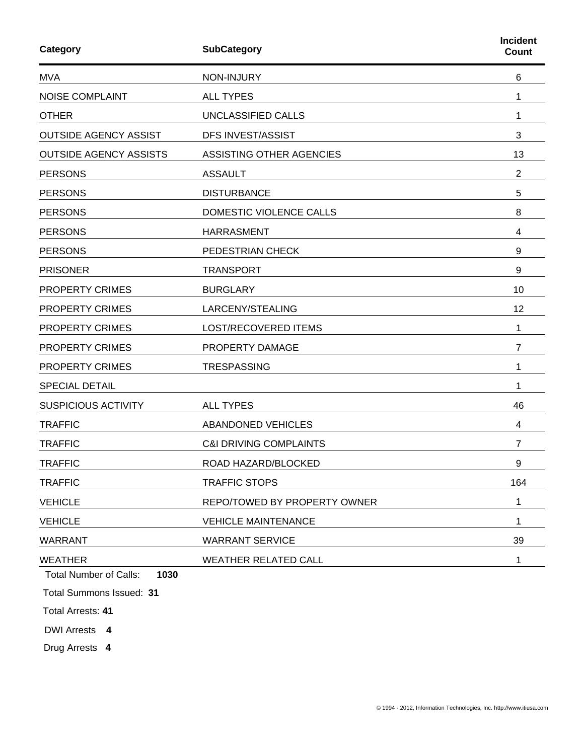| Category | SubCategory | Incident Count |
| --- | --- | --- |
| MVA | NON-INJURY | 6 |
| NOISE COMPLAINT | ALL TYPES | 1 |
| OTHER | UNCLASSIFIED CALLS | 1 |
| OUTSIDE AGENCY ASSIST | DFS INVEST/ASSIST | 3 |
| OUTSIDE AGENCY ASSISTS | ASSISTING OTHER AGENCIES | 13 |
| PERSONS | ASSAULT | 2 |
| PERSONS | DISTURBANCE | 5 |
| PERSONS | DOMESTIC VIOLENCE CALLS | 8 |
| PERSONS | HARRASMENT | 4 |
| PERSONS | PEDESTRIAN CHECK | 9 |
| PRISONER | TRANSPORT | 9 |
| PROPERTY CRIMES | BURGLARY | 10 |
| PROPERTY CRIMES | LARCENY/STEALING | 12 |
| PROPERTY CRIMES | LOST/RECOVERED ITEMS | 1 |
| PROPERTY CRIMES | PROPERTY DAMAGE | 7 |
| PROPERTY CRIMES | TRESPASSING | 1 |
| SPECIAL DETAIL | | 1 |
| SUSPICIOUS ACTIVITY | ALL TYPES | 46 |
| TRAFFIC | ABANDONED VEHICLES | 4 |
| TRAFFIC | C&I DRIVING COMPLAINTS | 7 |
| TRAFFIC | ROAD HAZARD/BLOCKED | 9 |
| TRAFFIC | TRAFFIC STOPS | 164 |
| VEHICLE | REPO/TOWED BY PROPERTY OWNER | 1 |
| VEHICLE | VEHICLE MAINTENANCE | 1 |
| WARRANT | WARRANT SERVICE | 39 |
| WEATHER | WEATHER RELATED CALL | 1 |

Total Number of Calls: **1030**

Total Summons Issued: **31**

Total Arrests: **41**

DWI Arrests **4**

Drug Arrests **4**

© 1994 - 2012, Information Technologies, Inc. http://www.itiusa.com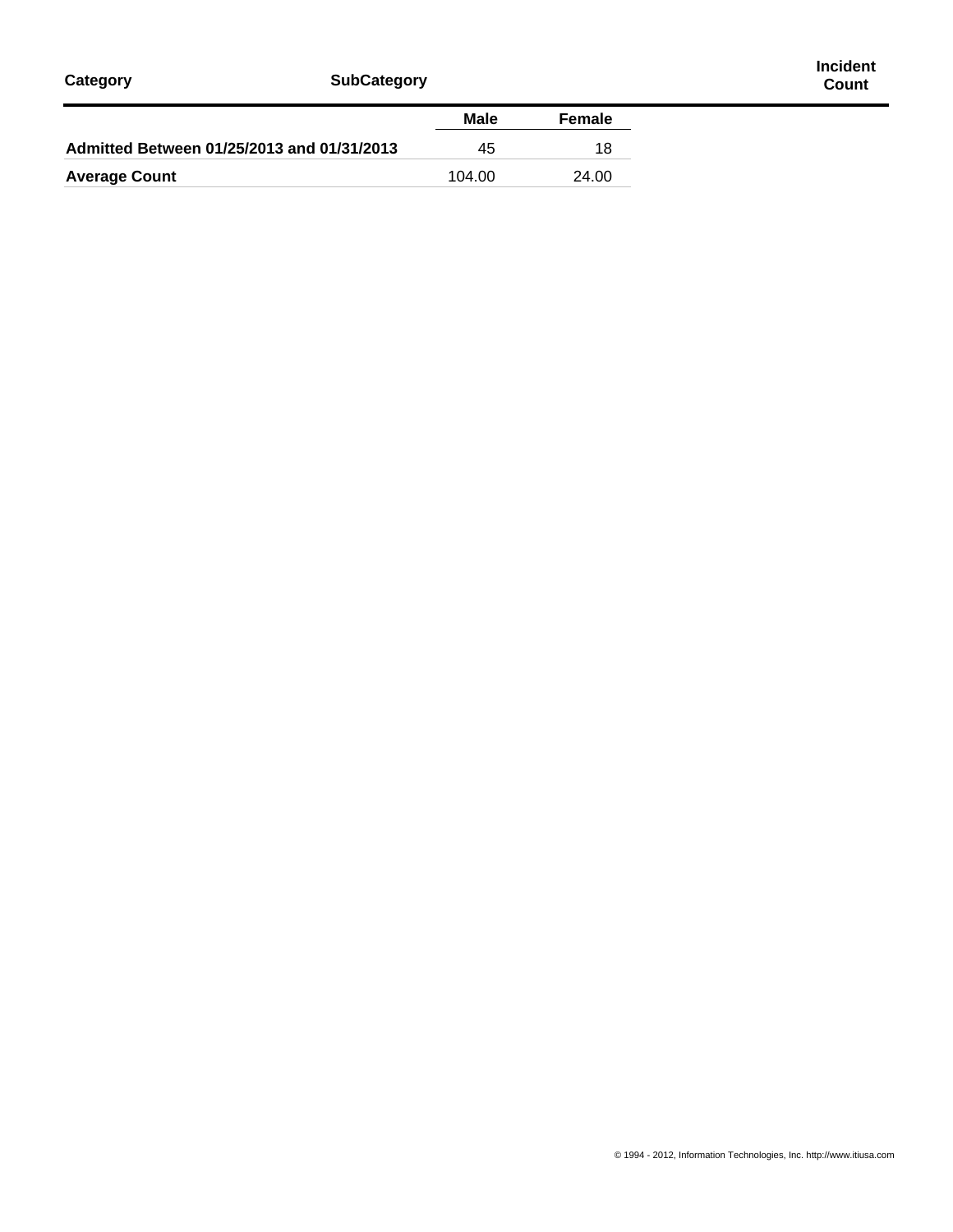| Category | SubCategory | | | Incident Count |
| --- | --- | --- | --- | --- |

| | Male | Female |
| --- | --- | --- |
| **Admitted Between 01/25/2013 and 01/31/2013** | 45 | 18 |
| **Average Count** | 104.00 | 24.00 |

© 1994 - 2012, Information Technologies, Inc. http://www.itiusa.com